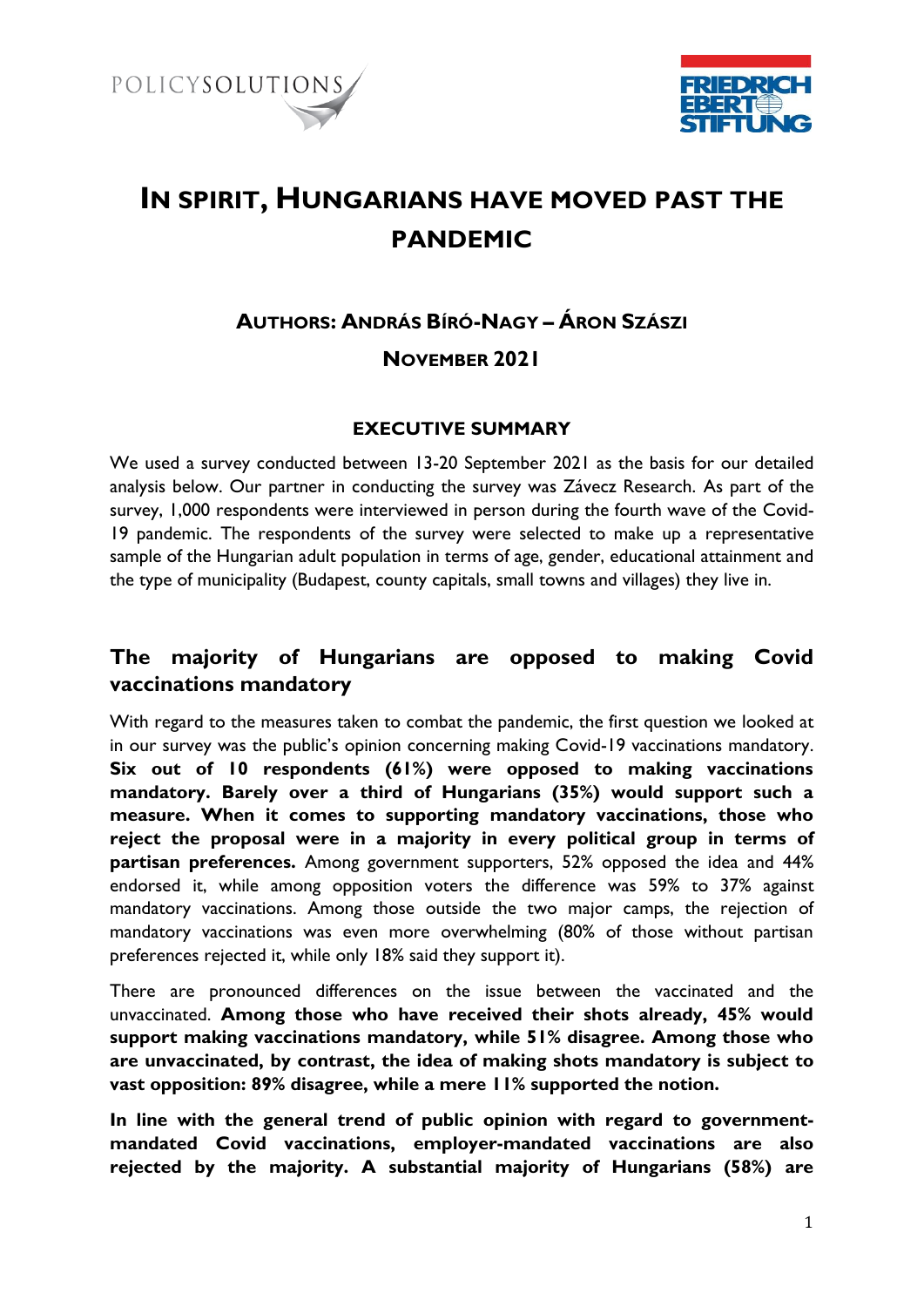# IN SPIRIT, HUNGARIANS HAVE MOVED PAST THE PANDEMIC

### AUTHORS: ANDRÁS BÍRÓ-NAGY – ÁRON SZÁSZI

### NOVEMBER 2021

#### EXECUTIVE SUMMARY

We used a survey conducted between 13-20 September 2021 as the basis for our detailed analysis below. Our partner in conducting the survey was Závecz Research. As part of the survey, 1,000 respondents were interviewed in person during the fourth wave of the Covid-19 pandemic. The respondents of the survey were selected to make up a representative sample of the Hungarian adult population in terms of age, gender, educational attainment and the type of municipality (Budapest, county capitals, small towns and villages) they live in.

## The majority of Hungarians are opposed to making Covid vaccinations mandatory

With regard to the measures taken to combat the pandemic, the first question we looked at in our survey was the public's opinion concerning making Covid-19 vaccinations mandatory. **Six out of 10 respondents (61%) were opposed to making vaccinations mandatory. Barely over a third of Hungarians (35%) would support such a measure. When it comes to supporting mandatory vaccinations, those who reject the proposal were in a majority in every political group in terms of partisan preferences.** Among government supporters, 52% opposed the idea and 44% endorsed it, while among opposition voters the difference was 59% to 37% against mandatory vaccinations. Among those outside the two major camps, the rejection of mandatory vaccinations was even more overwhelming (80% of those without partisan preferences rejected it, while only 18% said they support it).

There are pronounced differences on the issue between the vaccinated and the unvaccinated. **Among those who have received their shots already, 45% would support making vaccinations mandatory, while 51% disagree. Among those who are unvaccinated, by contrast, the idea of making shots mandatory is subject to vast opposition: 89% disagree, while a mere 11% supported the notion.**

**In line with the general trend of public opinion with regard to government-mandated Covid vaccinations, employer-mandated vaccinations are also rejected by the majority. A substantial majority of Hungarians (58%) are**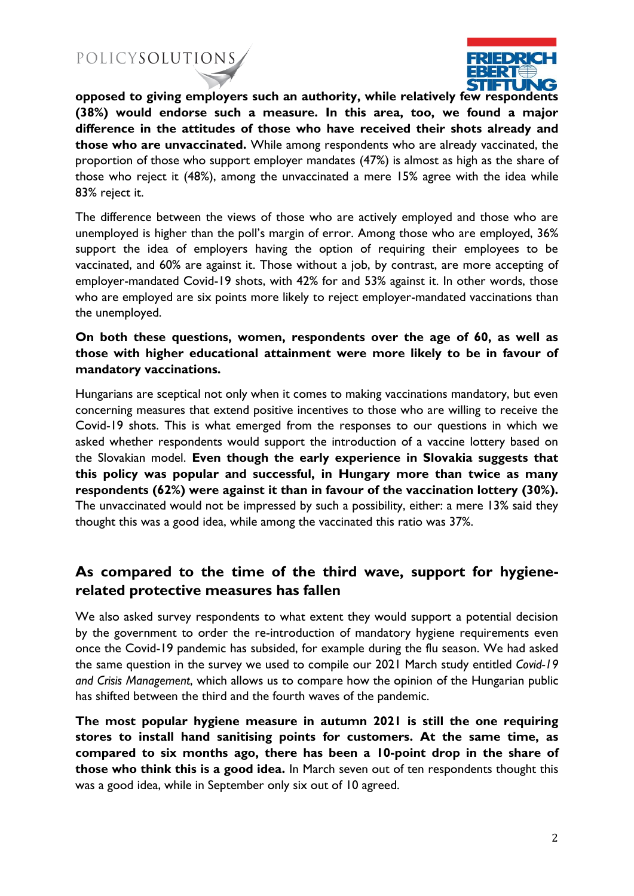**opposed to giving employers such an authority, while relatively few respondents (38%) would endorse such a measure. In this area, too, we found a major difference in the attitudes of those who have received their shots already and those who are unvaccinated.** While among respondents who are already vaccinated, the proportion of those who support employer mandates (47%) is almost as high as the share of those who reject it (48%), among the unvaccinated a mere 15% agree with the idea while 83% reject it.

The difference between the views of those who are actively employed and those who are unemployed is higher than the poll's margin of error. Among those who are employed, 36% support the idea of employers having the option of requiring their employees to be vaccinated, and 60% are against it. Those without a job, by contrast, are more accepting of employer-mandated Covid-19 shots, with 42% for and 53% against it. In other words, those who are employed are six points more likely to reject employer-mandated vaccinations than the unemployed.

**On both these questions, women, respondents over the age of 60, as well as those with higher educational attainment were more likely to be in favour of mandatory vaccinations.**

Hungarians are sceptical not only when it comes to making vaccinations mandatory, but even concerning measures that extend positive incentives to those who are willing to receive the Covid-19 shots. This is what emerged from the responses to our questions in which we asked whether respondents would support the introduction of a vaccine lottery based on the Slovakian model. **Even though the early experience in Slovakia suggests that this policy was popular and successful, in Hungary more than twice as many respondents (62%) were against it than in favour of the vaccination lottery (30%).** The unvaccinated would not be impressed by such a possibility, either: a mere 13% said they thought this was a good idea, while among the vaccinated this ratio was 37%.

## As compared to the time of the third wave, support for hygiene-related protective measures has fallen

We also asked survey respondents to what extent they would support a potential decision by the government to order the re-introduction of mandatory hygiene requirements even once the Covid-19 pandemic has subsided, for example during the flu season. We had asked the same question in the survey we used to compile our 2021 March study entitled *Covid-19 and Crisis Management*, which allows us to compare how the opinion of the Hungarian public has shifted between the third and the fourth waves of the pandemic.

**The most popular hygiene measure in autumn 2021 is still the one requiring stores to install hand sanitising points for customers. At the same time, as compared to six months ago, there has been a 10-point drop in the share of those who think this is a good idea.** In March seven out of ten respondents thought this was a good idea, while in September only six out of 10 agreed.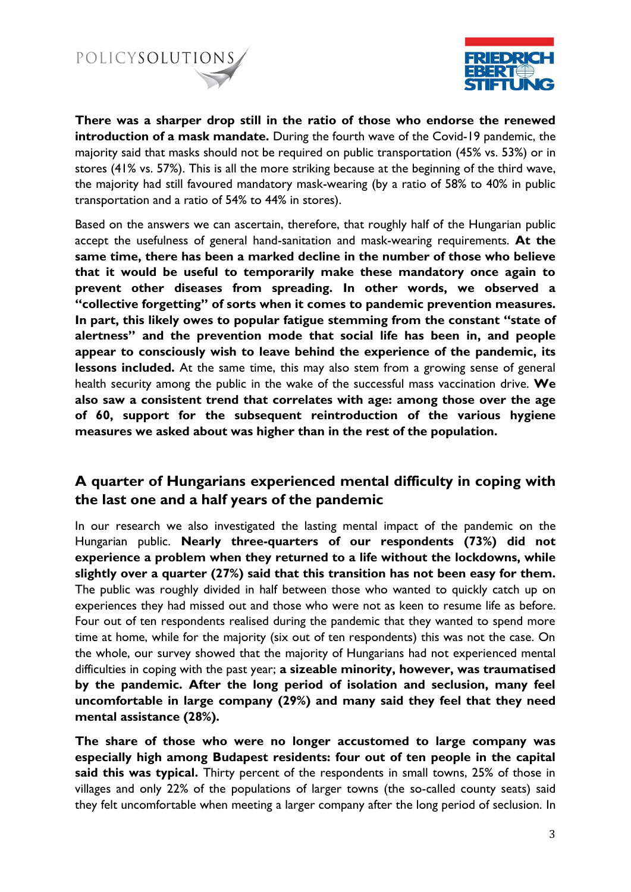**There was a sharper drop still in the ratio of those who endorse the renewed introduction of a mask mandate.** During the fourth wave of the Covid-19 pandemic, the majority said that masks should not be required on public transportation (45% vs. 53%) or in stores (41% vs. 57%). This is all the more striking because at the beginning of the third wave, the majority had still favoured mandatory mask-wearing (by a ratio of 58% to 40% in public transportation and a ratio of 54% to 44% in stores).

Based on the answers we can ascertain, therefore, that roughly half of the Hungarian public accept the usefulness of general hand-sanitation and mask-wearing requirements. **At the same time, there has been a marked decline in the number of those who believe that it would be useful to temporarily make these mandatory once again to prevent other diseases from spreading. In other words, we observed a "collective forgetting" of sorts when it comes to pandemic prevention measures. In part, this likely owes to popular fatigue stemming from the constant "state of alertness" and the prevention mode that social life has been in, and people appear to consciously wish to leave behind the experience of the pandemic, its lessons included.** At the same time, this may also stem from a growing sense of general health security among the public in the wake of the successful mass vaccination drive. **We also saw a consistent trend that correlates with age: among those over the age of 60, support for the subsequent reintroduction of the various hygiene measures we asked about was higher than in the rest of the population.**

## A quarter of Hungarians experienced mental difficulty in coping with the last one and a half years of the pandemic

In our research we also investigated the lasting mental impact of the pandemic on the Hungarian public. **Nearly three-quarters of our respondents (73%) did not experience a problem when they returned to a life without the lockdowns, while slightly over a quarter (27%) said that this transition has not been easy for them.** The public was roughly divided in half between those who wanted to quickly catch up on experiences they had missed out and those who were not as keen to resume life as before. Four out of ten respondents realised during the pandemic that they wanted to spend more time at home, while for the majority (six out of ten respondents) this was not the case. On the whole, our survey showed that the majority of Hungarians had not experienced mental difficulties in coping with the past year; **a sizeable minority, however, was traumatised by the pandemic. After the long period of isolation and seclusion, many feel uncomfortable in large company (29%) and many said they feel that they need mental assistance (28%).**

**The share of those who were no longer accustomed to large company was especially high among Budapest residents: four out of ten people in the capital said this was typical.** Thirty percent of the respondents in small towns, 25% of those in villages and only 22% of the populations of larger towns (the so-called county seats) said they felt uncomfortable when meeting a larger company after the long period of seclusion. In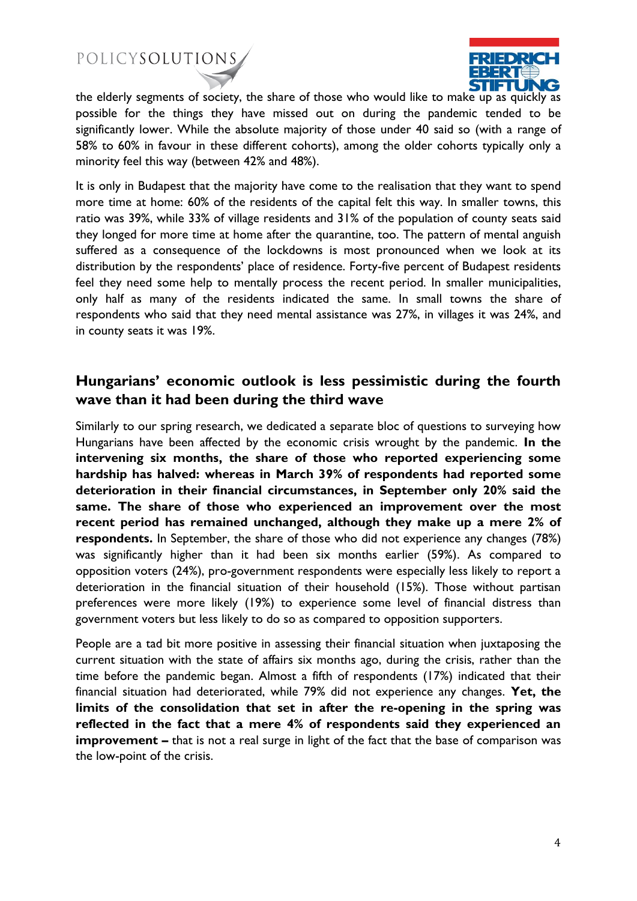the elderly segments of society, the share of those who would like to make up as quickly as possible for the things they have missed out on during the pandemic tended to be significantly lower. While the absolute majority of those under 40 said so (with a range of 58% to 60% in favour in these different cohorts), among the older cohorts typically only a minority feel this way (between 42% and 48%).

It is only in Budapest that the majority have come to the realisation that they want to spend more time at home: 60% of the residents of the capital felt this way. In smaller towns, this ratio was 39%, while 33% of village residents and 31% of the population of county seats said they longed for more time at home after the quarantine, too. The pattern of mental anguish suffered as a consequence of the lockdowns is most pronounced when we look at its distribution by the respondents' place of residence. Forty-five percent of Budapest residents feel they need some help to mentally process the recent period. In smaller municipalities, only half as many of the residents indicated the same. In small towns the share of respondents who said that they need mental assistance was 27%, in villages it was 24%, and in county seats it was 19%.

## Hungarians' economic outlook is less pessimistic during the fourth wave than it had been during the third wave

Similarly to our spring research, we dedicated a separate bloc of questions to surveying how Hungarians have been affected by the economic crisis wrought by the pandemic. **In the intervening six months, the share of those who reported experiencing some hardship has halved: whereas in March 39% of respondents had reported some deterioration in their financial circumstances, in September only 20% said the same. The share of those who experienced an improvement over the most recent period has remained unchanged, although they make up a mere 2% of respondents.** In September, the share of those who did not experience any changes (78%) was significantly higher than it had been six months earlier (59%). As compared to opposition voters (24%), pro-government respondents were especially less likely to report a deterioration in the financial situation of their household (15%). Those without partisan preferences were more likely (19%) to experience some level of financial distress than government voters but less likely to do so as compared to opposition supporters.

People are a tad bit more positive in assessing their financial situation when juxtaposing the current situation with the state of affairs six months ago, during the crisis, rather than the time before the pandemic began. Almost a fifth of respondents (17%) indicated that their financial situation had deteriorated, while 79% did not experience any changes. **Yet, the limits of the consolidation that set in after the re-opening in the spring was reflected in the fact that a mere 4% of respondents said they experienced an improvement –** that is not a real surge in light of the fact that the base of comparison was the low-point of the crisis.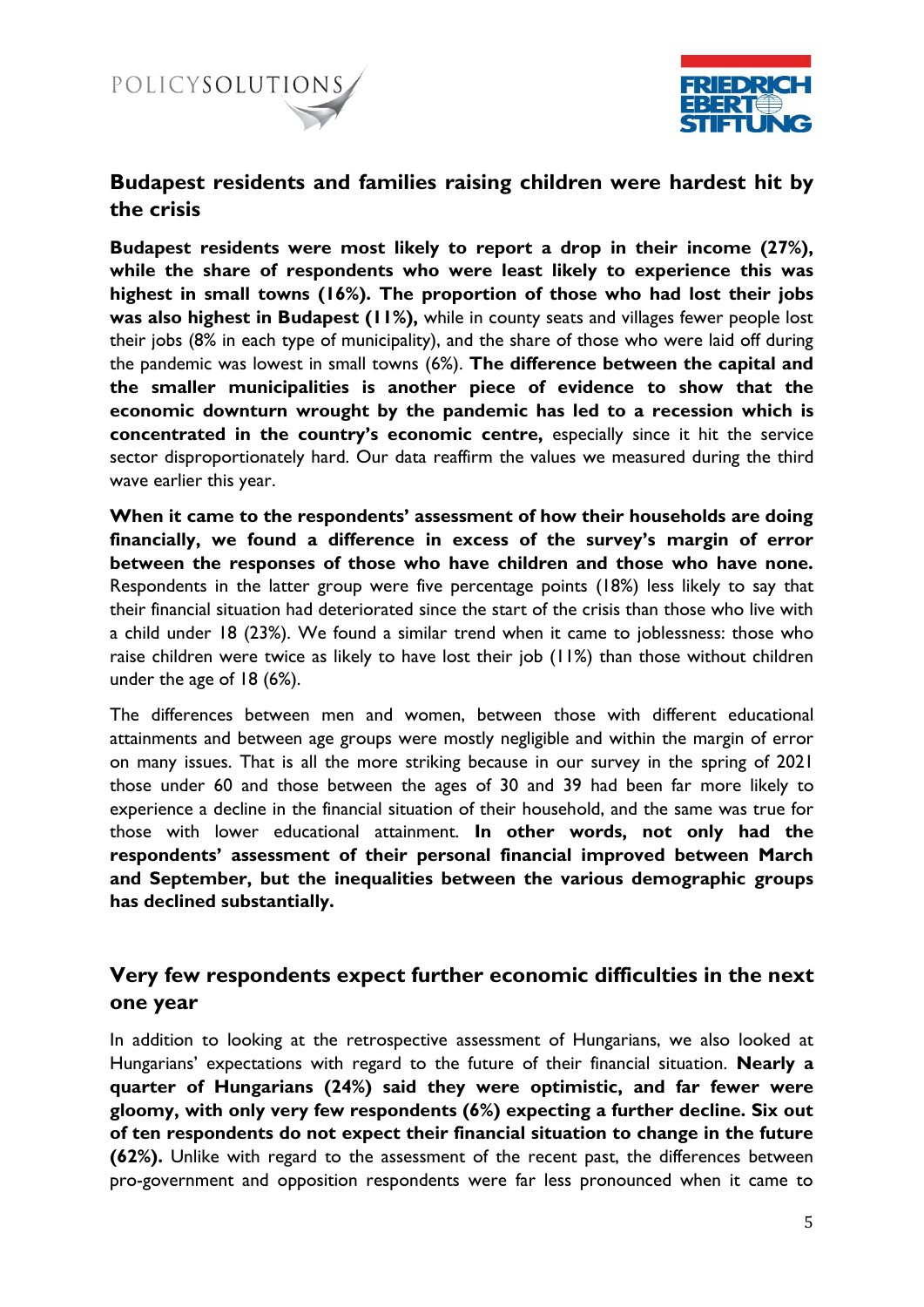## Budapest residents and families raising children were hardest hit by the crisis

**Budapest residents were most likely to report a drop in their income (27%), while the share of respondents who were least likely to experience this was highest in small towns (16%). The proportion of those who had lost their jobs was also highest in Budapest (11%),** while in county seats and villages fewer people lost their jobs (8% in each type of municipality), and the share of those who were laid off during the pandemic was lowest in small towns (6%). **The difference between the capital and the smaller municipalities is another piece of evidence to show that the economic downturn wrought by the pandemic has led to a recession which is concentrated in the country's economic centre,** especially since it hit the service sector disproportionately hard. Our data reaffirm the values we measured during the third wave earlier this year.

**When it came to the respondents' assessment of how their households are doing financially, we found a difference in excess of the survey's margin of error between the responses of those who have children and those who have none.** Respondents in the latter group were five percentage points (18%) less likely to say that their financial situation had deteriorated since the start of the crisis than those who live with a child under 18 (23%). We found a similar trend when it came to joblessness: those who raise children were twice as likely to have lost their job (11%) than those without children under the age of 18 (6%).

The differences between men and women, between those with different educational attainments and between age groups were mostly negligible and within the margin of error on many issues. That is all the more striking because in our survey in the spring of 2021 those under 60 and those between the ages of 30 and 39 had been far more likely to experience a decline in the financial situation of their household, and the same was true for those with lower educational attainment. **In other words, not only had the respondents' assessment of their personal financial improved between March and September, but the inequalities between the various demographic groups has declined substantially.**

## Very few respondents expect further economic difficulties in the next one year

In addition to looking at the retrospective assessment of Hungarians, we also looked at Hungarians' expectations with regard to the future of their financial situation. **Nearly a quarter of Hungarians (24%) said they were optimistic, and far fewer were gloomy, with only very few respondents (6%) expecting a further decline. Six out of ten respondents do not expect their financial situation to change in the future (62%).** Unlike with regard to the assessment of the recent past, the differences between pro-government and opposition respondents were far less pronounced when it came to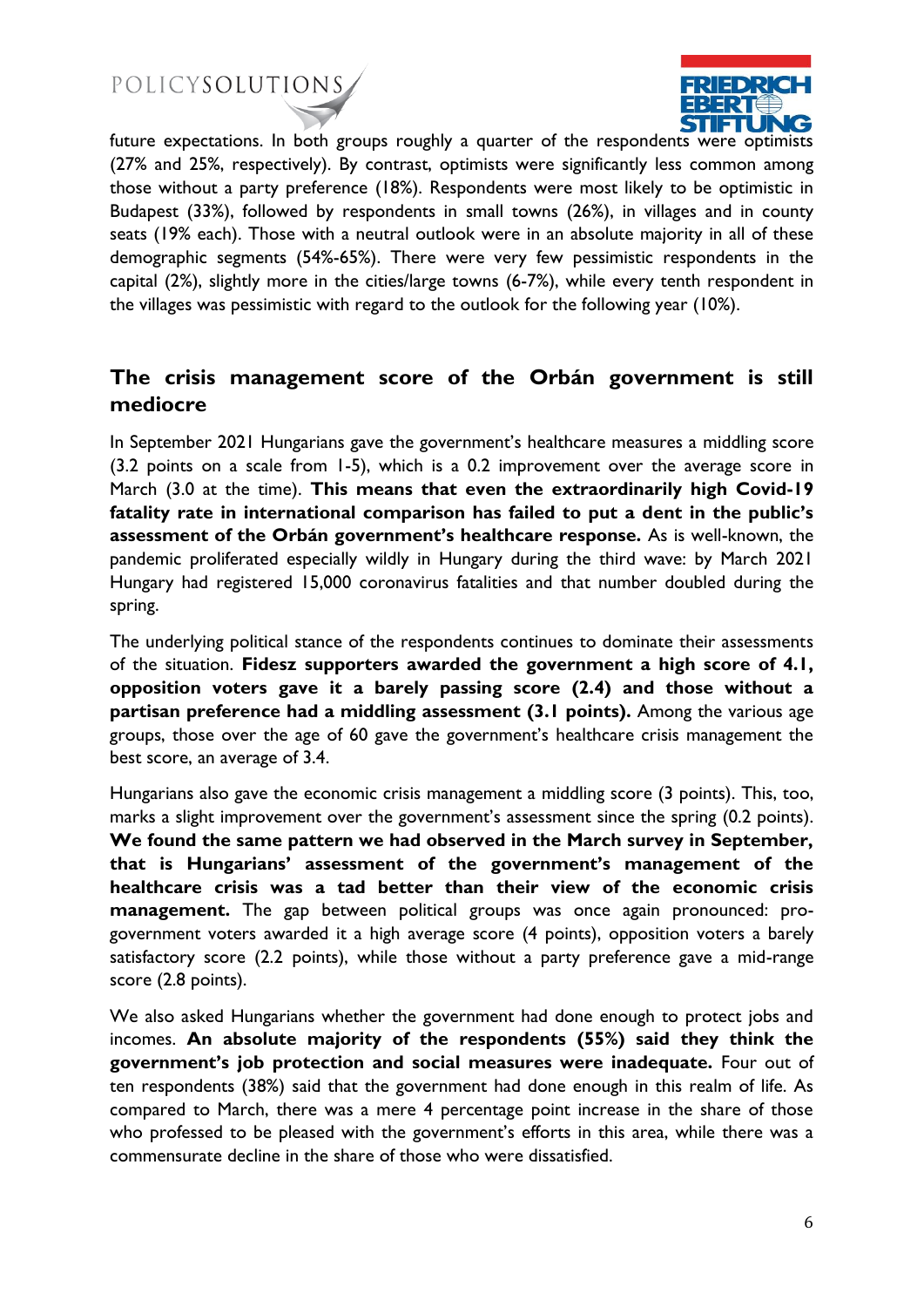future expectations. In both groups roughly a quarter of the respondents were optimists (27% and 25%, respectively). By contrast, optimists were significantly less common among those without a party preference (18%). Respondents were most likely to be optimistic in Budapest (33%), followed by respondents in small towns (26%), in villages and in county seats (19% each). Those with a neutral outlook were in an absolute majority in all of these demographic segments (54%-65%). There were very few pessimistic respondents in the capital (2%), slightly more in the cities/large towns (6-7%), while every tenth respondent in the villages was pessimistic with regard to the outlook for the following year (10%).

## The crisis management score of the Orbán government is still mediocre

In September 2021 Hungarians gave the government's healthcare measures a middling score (3.2 points on a scale from 1-5), which is a 0.2 improvement over the average score in March (3.0 at the time). **This means that even the extraordinarily high Covid-19 fatality rate in international comparison has failed to put a dent in the public's assessment of the Orbán government's healthcare response.** As is well-known, the pandemic proliferated especially wildly in Hungary during the third wave: by March 2021 Hungary had registered 15,000 coronavirus fatalities and that number doubled during the spring.

The underlying political stance of the respondents continues to dominate their assessments of the situation. **Fidesz supporters awarded the government a high score of 4.1, opposition voters gave it a barely passing score (2.4) and those without a partisan preference had a middling assessment (3.1 points).** Among the various age groups, those over the age of 60 gave the government's healthcare crisis management the best score, an average of 3.4.

Hungarians also gave the economic crisis management a middling score (3 points). This, too, marks a slight improvement over the government's assessment since the spring (0.2 points). **We found the same pattern we had observed in the March survey in September, that is Hungarians' assessment of the government's management of the healthcare crisis was a tad better than their view of the economic crisis management.** The gap between political groups was once again pronounced: pro-government voters awarded it a high average score (4 points), opposition voters a barely satisfactory score (2.2 points), while those without a party preference gave a mid-range score (2.8 points).

We also asked Hungarians whether the government had done enough to protect jobs and incomes. **An absolute majority of the respondents (55%) said they think the government's job protection and social measures were inadequate.** Four out of ten respondents (38%) said that the government had done enough in this realm of life. As compared to March, there was a mere 4 percentage point increase in the share of those who professed to be pleased with the government's efforts in this area, while there was a commensurate decline in the share of those who were dissatisfied.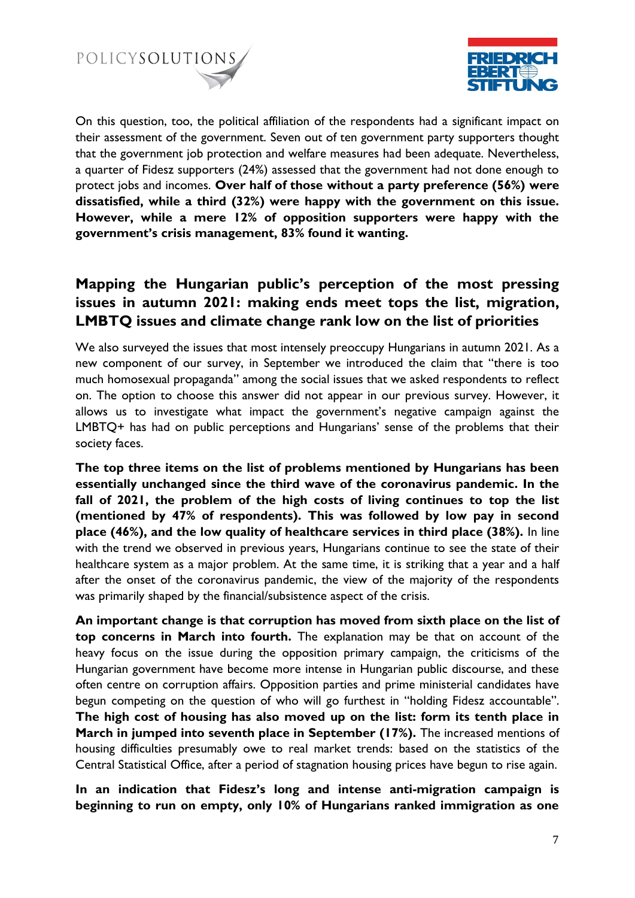On this question, too, the political affiliation of the respondents had a significant impact on their assessment of the government. Seven out of ten government party supporters thought that the government job protection and welfare measures had been adequate. Nevertheless, a quarter of Fidesz supporters (24%) assessed that the government had not done enough to protect jobs and incomes. **Over half of those without a party preference (56%) were dissatisfied, while a third (32%) were happy with the government on this issue. However, while a mere 12% of opposition supporters were happy with the government's crisis management, 83% found it wanting.**

## Mapping the Hungarian public's perception of the most pressing issues in autumn 2021: making ends meet tops the list, migration, LMBTQ issues and climate change rank low on the list of priorities

We also surveyed the issues that most intensely preoccupy Hungarians in autumn 2021. As a new component of our survey, in September we introduced the claim that "there is too much homosexual propaganda" among the social issues that we asked respondents to reflect on. The option to choose this answer did not appear in our previous survey. However, it allows us to investigate what impact the government's negative campaign against the LMBTQ+ has had on public perceptions and Hungarians' sense of the problems that their society faces.

**The top three items on the list of problems mentioned by Hungarians has been essentially unchanged since the third wave of the coronavirus pandemic. In the fall of 2021, the problem of the high costs of living continues to top the list (mentioned by 47% of respondents). This was followed by low pay in second place (46%), and the low quality of healthcare services in third place (38%).** In line with the trend we observed in previous years, Hungarians continue to see the state of their healthcare system as a major problem. At the same time, it is striking that a year and a half after the onset of the coronavirus pandemic, the view of the majority of the respondents was primarily shaped by the financial/subsistence aspect of the crisis.

**An important change is that corruption has moved from sixth place on the list of top concerns in March into fourth.** The explanation may be that on account of the heavy focus on the issue during the opposition primary campaign, the criticisms of the Hungarian government have become more intense in Hungarian public discourse, and these often centre on corruption affairs. Opposition parties and prime ministerial candidates have begun competing on the question of who will go furthest in "holding Fidesz accountable". **The high cost of housing has also moved up on the list: form its tenth place in March in jumped into seventh place in September (17%).** The increased mentions of housing difficulties presumably owe to real market trends: based on the statistics of the Central Statistical Office, after a period of stagnation housing prices have begun to rise again.

**In an indication that Fidesz's long and intense anti-migration campaign is beginning to run on empty, only 10% of Hungarians ranked immigration as one**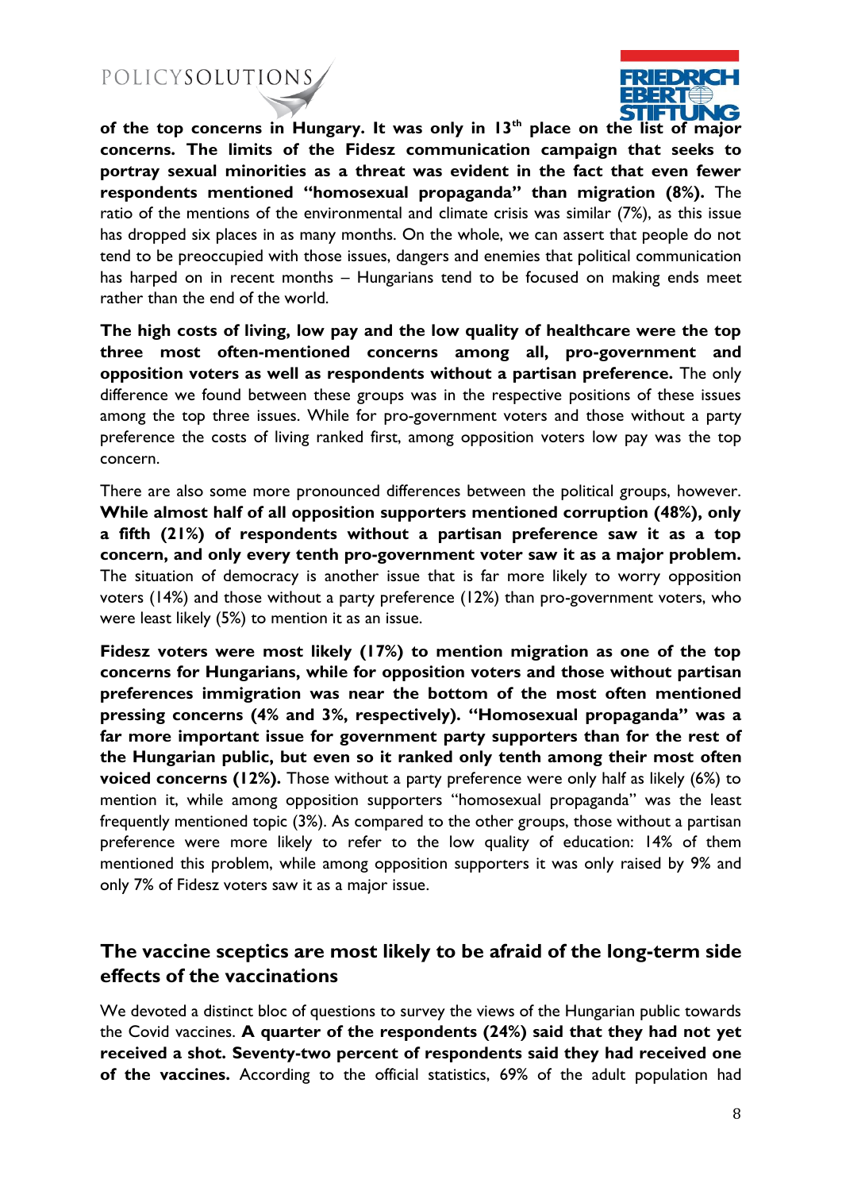**of the top concerns in Hungary. It was only in 13th place on the list of major concerns. The limits of the Fidesz communication campaign that seeks to portray sexual minorities as a threat was evident in the fact that even fewer respondents mentioned "homosexual propaganda" than migration (8%).** The ratio of the mentions of the environmental and climate crisis was similar (7%), as this issue has dropped six places in as many months. On the whole, we can assert that people do not tend to be preoccupied with those issues, dangers and enemies that political communication has harped on in recent months – Hungarians tend to be focused on making ends meet rather than the end of the world.

**The high costs of living, low pay and the low quality of healthcare were the top three most often-mentioned concerns among all, pro-government and opposition voters as well as respondents without a partisan preference.** The only difference we found between these groups was in the respective positions of these issues among the top three issues. While for pro-government voters and those without a party preference the costs of living ranked first, among opposition voters low pay was the top concern.

There are also some more pronounced differences between the political groups, however. **While almost half of all opposition supporters mentioned corruption (48%), only a fifth (21%) of respondents without a partisan preference saw it as a top concern, and only every tenth pro-government voter saw it as a major problem.** The situation of democracy is another issue that is far more likely to worry opposition voters (14%) and those without a party preference (12%) than pro-government voters, who were least likely (5%) to mention it as an issue.

**Fidesz voters were most likely (17%) to mention migration as one of the top concerns for Hungarians, while for opposition voters and those without partisan preferences immigration was near the bottom of the most often mentioned pressing concerns (4% and 3%, respectively). "Homosexual propaganda" was a far more important issue for government party supporters than for the rest of the Hungarian public, but even so it ranked only tenth among their most often voiced concerns (12%).** Those without a party preference were only half as likely (6%) to mention it, while among opposition supporters "homosexual propaganda" was the least frequently mentioned topic (3%). As compared to the other groups, those without a partisan preference were more likely to refer to the low quality of education: 14% of them mentioned this problem, while among opposition supporters it was only raised by 9% and only 7% of Fidesz voters saw it as a major issue.

## The vaccine sceptics are most likely to be afraid of the long-term side effects of the vaccinations

We devoted a distinct bloc of questions to survey the views of the Hungarian public towards the Covid vaccines. **A quarter of the respondents (24%) said that they had not yet received a shot. Seventy-two percent of respondents said they had received one of the vaccines.** According to the official statistics, 69% of the adult population had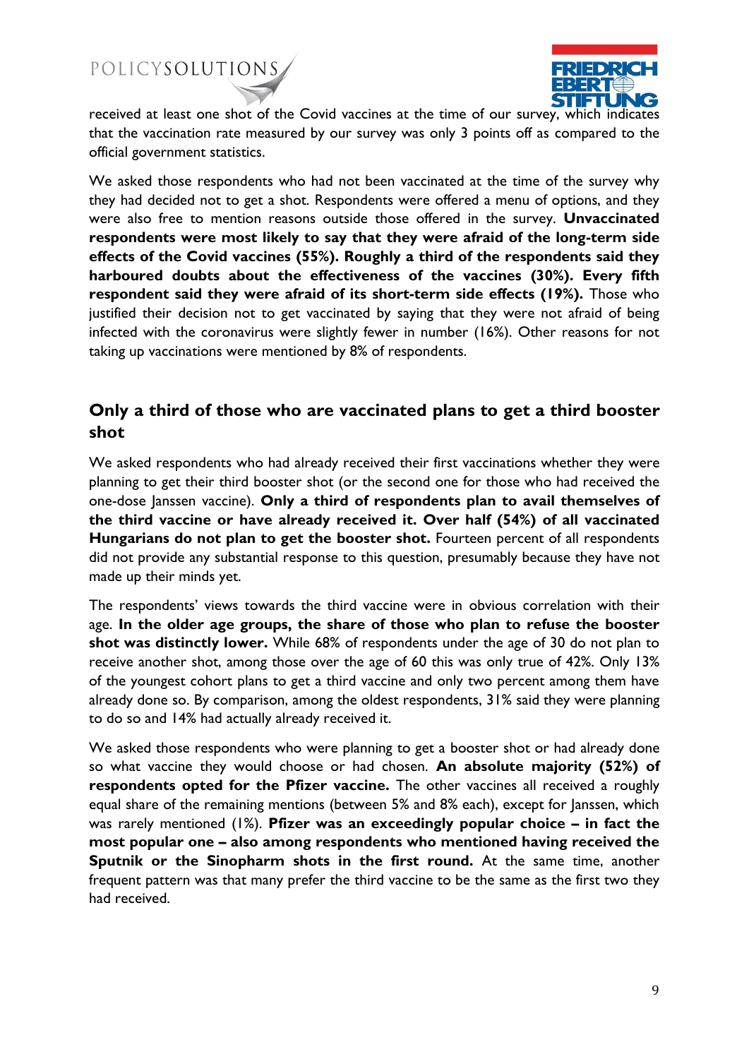received at least one shot of the Covid vaccines at the time of our survey, which indicates that the vaccination rate measured by our survey was only 3 points off as compared to the official government statistics.

We asked those respondents who had not been vaccinated at the time of the survey why they had decided not to get a shot. Respondents were offered a menu of options, and they were also free to mention reasons outside those offered in the survey. **Unvaccinated respondents were most likely to say that they were afraid of the long-term side effects of the Covid vaccines (55%). Roughly a third of the respondents said they harboured doubts about the effectiveness of the vaccines (30%). Every fifth respondent said they were afraid of its short-term side effects (19%).** Those who justified their decision not to get vaccinated by saying that they were not afraid of being infected with the coronavirus were slightly fewer in number (16%). Other reasons for not taking up vaccinations were mentioned by 8% of respondents.

## Only a third of those who are vaccinated plans to get a third booster shot

We asked respondents who had already received their first vaccinations whether they were planning to get their third booster shot (or the second one for those who had received the one-dose Janssen vaccine). **Only a third of respondents plan to avail themselves of the third vaccine or have already received it. Over half (54%) of all vaccinated Hungarians do not plan to get the booster shot.** Fourteen percent of all respondents did not provide any substantial response to this question, presumably because they have not made up their minds yet.

The respondents' views towards the third vaccine were in obvious correlation with their age. **In the older age groups, the share of those who plan to refuse the booster shot was distinctly lower.** While 68% of respondents under the age of 30 do not plan to receive another shot, among those over the age of 60 this was only true of 42%. Only 13% of the youngest cohort plans to get a third vaccine and only two percent among them have already done so. By comparison, among the oldest respondents, 31% said they were planning to do so and 14% had actually already received it.

We asked those respondents who were planning to get a booster shot or had already done so what vaccine they would choose or had chosen. **An absolute majority (52%) of respondents opted for the Pfizer vaccine.** The other vaccines all received a roughly equal share of the remaining mentions (between 5% and 8% each), except for Janssen, which was rarely mentioned (1%). **Pfizer was an exceedingly popular choice – in fact the most popular one – also among respondents who mentioned having received the Sputnik or the Sinopharm shots in the first round.** At the same time, another frequent pattern was that many prefer the third vaccine to be the same as the first two they had received.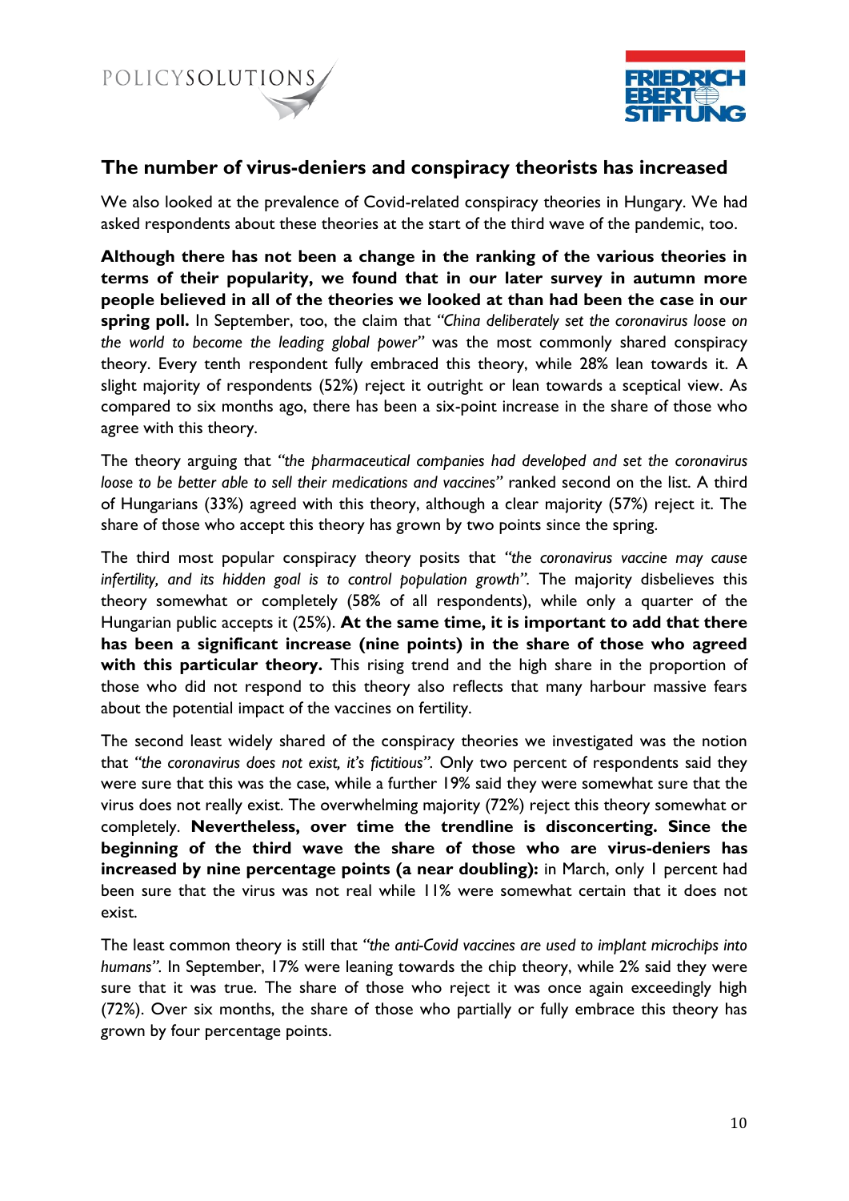## The number of virus-deniers and conspiracy theorists has increased

We also looked at the prevalence of Covid-related conspiracy theories in Hungary. We had asked respondents about these theories at the start of the third wave of the pandemic, too.

**Although there has not been a change in the ranking of the various theories in terms of their popularity, we found that in our later survey in autumn more people believed in all of the theories we looked at than had been the case in our spring poll.** In September, too, the claim that *"China deliberately set the coronavirus loose on the world to become the leading global power"* was the most commonly shared conspiracy theory. Every tenth respondent fully embraced this theory, while 28% lean towards it. A slight majority of respondents (52%) reject it outright or lean towards a sceptical view. As compared to six months ago, there has been a six-point increase in the share of those who agree with this theory.

The theory arguing that *"the pharmaceutical companies had developed and set the coronavirus loose to be better able to sell their medications and vaccines"* ranked second on the list. A third of Hungarians (33%) agreed with this theory, although a clear majority (57%) reject it. The share of those who accept this theory has grown by two points since the spring.

The third most popular conspiracy theory posits that *"the coronavirus vaccine may cause infertility, and its hidden goal is to control population growth"*. The majority disbelieves this theory somewhat or completely (58% of all respondents), while only a quarter of the Hungarian public accepts it (25%). **At the same time, it is important to add that there has been a significant increase (nine points) in the share of those who agreed with this particular theory.** This rising trend and the high share in the proportion of those who did not respond to this theory also reflects that many harbour massive fears about the potential impact of the vaccines on fertility.

The second least widely shared of the conspiracy theories we investigated was the notion that *"the coronavirus does not exist, it's fictitious"*. Only two percent of respondents said they were sure that this was the case, while a further 19% said they were somewhat sure that the virus does not really exist. The overwhelming majority (72%) reject this theory somewhat or completely. **Nevertheless, over time the trendline is disconcerting. Since the beginning of the third wave the share of those who are virus-deniers has increased by nine percentage points (a near doubling):** in March, only 1 percent had been sure that the virus was not real while 11% were somewhat certain that it does not exist.

The least common theory is still that *"the anti-Covid vaccines are used to implant microchips into humans"*. In September, 17% were leaning towards the chip theory, while 2% said they were sure that it was true. The share of those who reject it was once again exceedingly high (72%). Over six months, the share of those who partially or fully embrace this theory has grown by four percentage points.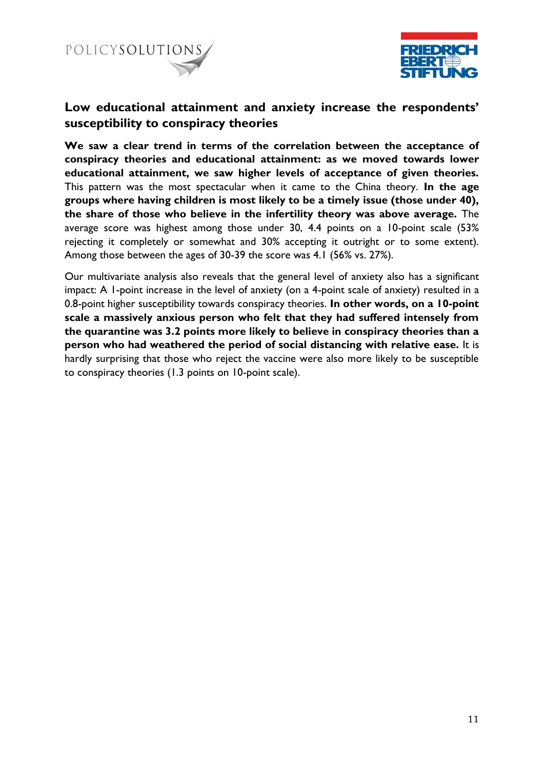## Low educational attainment and anxiety increase the respondents' susceptibility to conspiracy theories

**We saw a clear trend in terms of the correlation between the acceptance of conspiracy theories and educational attainment: as we moved towards lower educational attainment, we saw higher levels of acceptance of given theories.** This pattern was the most spectacular when it came to the China theory. **In the age groups where having children is most likely to be a timely issue (those under 40), the share of those who believe in the infertility theory was above average.** The average score was highest among those under 30, 4.4 points on a 10-point scale (53% rejecting it completely or somewhat and 30% accepting it outright or to some extent). Among those between the ages of 30-39 the score was 4.1 (56% vs. 27%).

Our multivariate analysis also reveals that the general level of anxiety also has a significant impact: A 1-point increase in the level of anxiety (on a 4-point scale of anxiety) resulted in a 0.8-point higher susceptibility towards conspiracy theories. **In other words, on a 10-point scale a massively anxious person who felt that they had suffered intensely from the quarantine was 3.2 points more likely to believe in conspiracy theories than a person who had weathered the period of social distancing with relative ease.** It is hardly surprising that those who reject the vaccine were also more likely to be susceptible to conspiracy theories (1.3 points on 10-point scale).